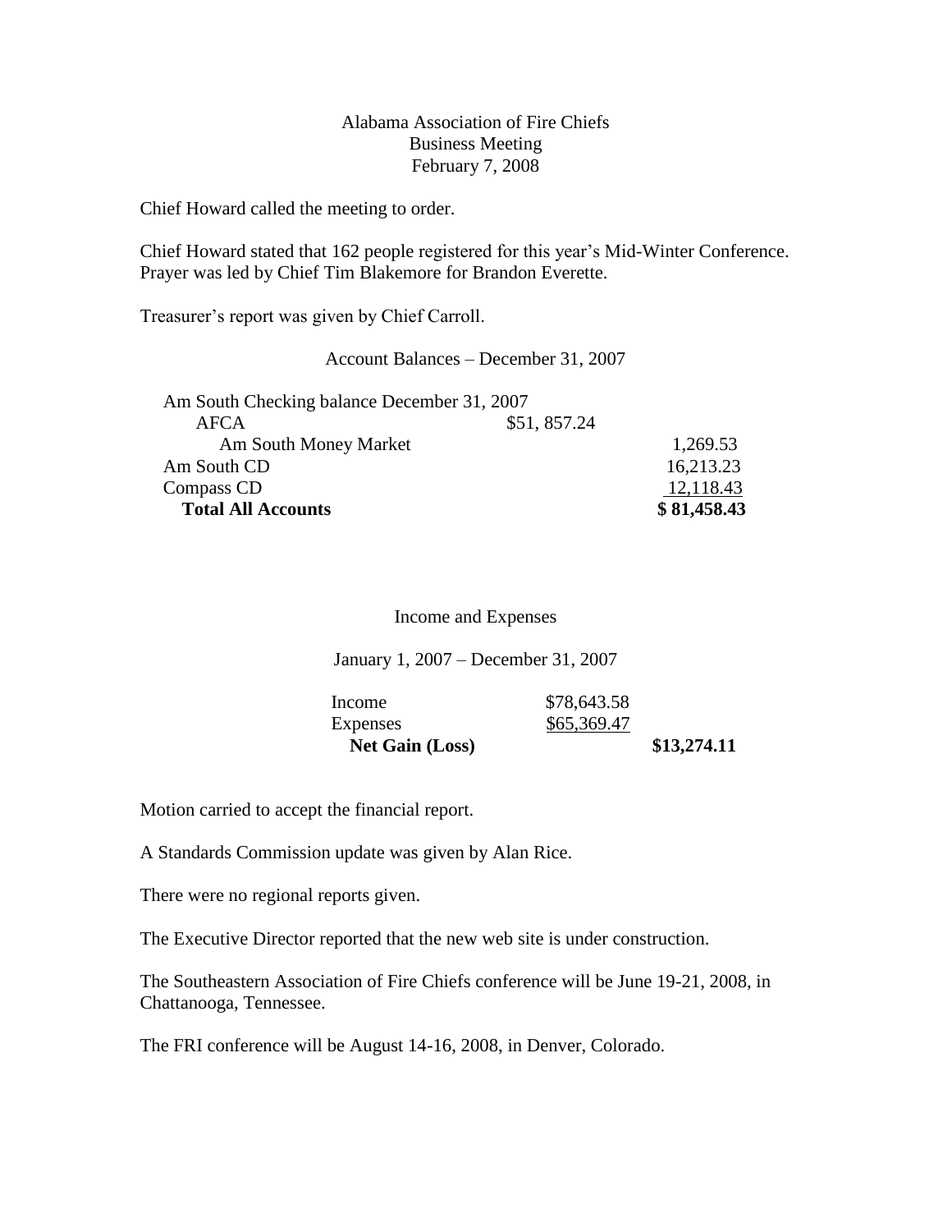Alabama Association of Fire Chiefs
Business Meeting
February 7, 2008

Chief Howard called the meeting to order.

Chief Howard stated that 162 people registered for this year's Mid-Winter Conference. Prayer was led by Chief Tim Blakemore for Brandon Everette.

Treasurer's report was given by Chief Carroll.

Account Balances – December 31, 2007

| | | |
|---|---|---|
| Am South Checking balance December 31, 2007 | | |
| AFCA | $51, 857.24 | |
| Am South Money Market | | 1,269.53 |
| Am South CD | | 16,213.23 |
| Compass CD | | 12,118.43 |
| **Total All Accounts** | | **$ 81,458.43** |

Income and Expenses

January 1, 2007 – December 31, 2007

| | | |
|---|---|---|
| Income | $78,643.58 | |
| Expenses | $65,369.47 | |
| **Net Gain (Loss)** | | **$13,274.11** |

Motion carried to accept the financial report.

A Standards Commission update was given by Alan Rice.

There were no regional reports given.

The Executive Director reported that the new web site is under construction.

The Southeastern Association of Fire Chiefs conference will be June 19-21, 2008, in Chattanooga, Tennessee.

The FRI conference will be August 14-16, 2008, in Denver, Colorado.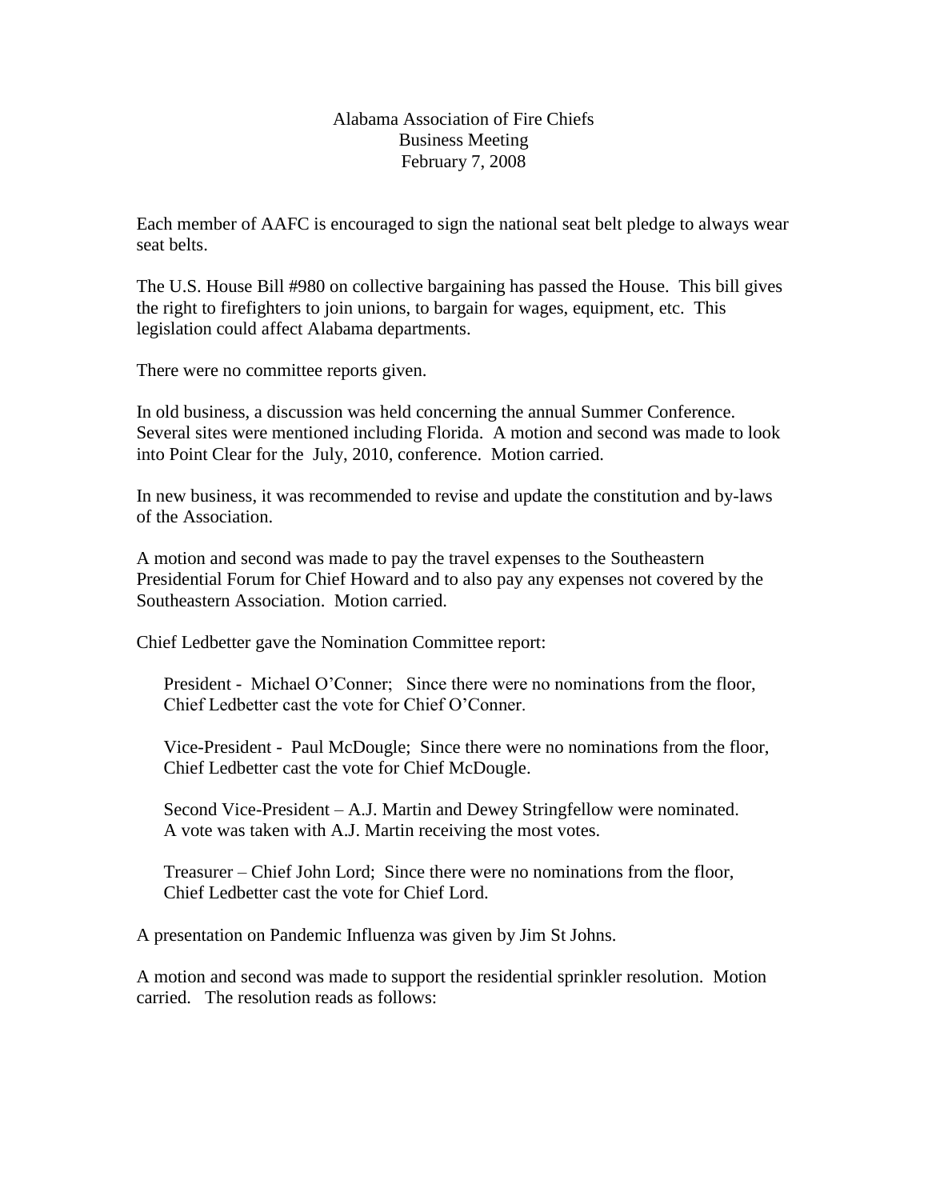Alabama Association of Fire Chiefs
Business Meeting
February 7, 2008

Each member of AAFC is encouraged to sign the national seat belt pledge to always wear seat belts.

The U.S. House Bill #980 on collective bargaining has passed the House. This bill gives the right to firefighters to join unions, to bargain for wages, equipment, etc. This legislation could affect Alabama departments.

There were no committee reports given.

In old business, a discussion was held concerning the annual Summer Conference. Several sites were mentioned including Florida. A motion and second was made to look into Point Clear for the July, 2010, conference. Motion carried.

In new business, it was recommended to revise and update the constitution and by-laws of the Association.

A motion and second was made to pay the travel expenses to the Southeastern Presidential Forum for Chief Howard and to also pay any expenses not covered by the Southeastern Association. Motion carried.

Chief Ledbetter gave the Nomination Committee report:

> President - Michael O'Conner; Since there were no nominations from the floor, Chief Ledbetter cast the vote for Chief O'Conner.
>
> Vice-President - Paul McDougle; Since there were no nominations from the floor, Chief Ledbetter cast the vote for Chief McDougle.
>
> Second Vice-President – A.J. Martin and Dewey Stringfellow were nominated. A vote was taken with A.J. Martin receiving the most votes.
>
> Treasurer – Chief John Lord; Since there were no nominations from the floor, Chief Ledbetter cast the vote for Chief Lord.

A presentation on Pandemic Influenza was given by Jim St Johns.

A motion and second was made to support the residential sprinkler resolution. Motion carried. The resolution reads as follows: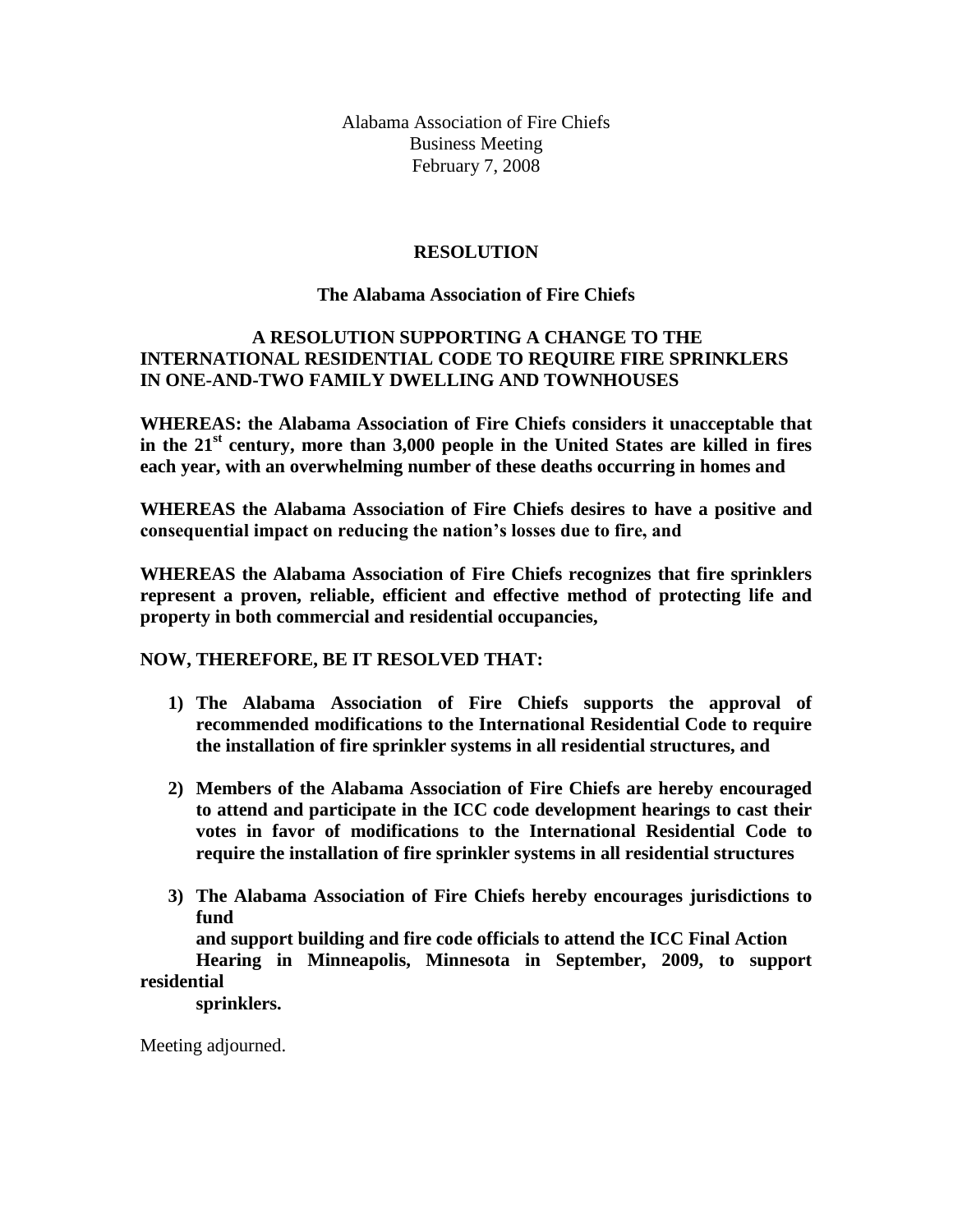Alabama Association of Fire Chiefs
Business Meeting
February 7, 2008

**RESOLUTION**

**The Alabama Association of Fire Chiefs**

**A RESOLUTION SUPPORTING A CHANGE TO THE INTERNATIONAL RESIDENTIAL CODE TO REQUIRE FIRE SPRINKLERS IN ONE-AND-TWO FAMILY DWELLING AND TOWNHOUSES**

**WHEREAS: the Alabama Association of Fire Chiefs considers it unacceptable that in the 21st century, more than 3,000 people in the United States are killed in fires each year, with an overwhelming number of these deaths occurring in homes and**

**WHEREAS the Alabama Association of Fire Chiefs desires to have a positive and consequential impact on reducing the nation's losses due to fire, and**

**WHEREAS the Alabama Association of Fire Chiefs recognizes that fire sprinklers represent a proven, reliable, efficient and effective method of protecting life and property in both commercial and residential occupancies,**

**NOW, THEREFORE, BE IT RESOLVED THAT:**

1) **The Alabama Association of Fire Chiefs supports the approval of recommended modifications to the International Residential Code to require the installation of fire sprinkler systems in all residential structures, and**
2) **Members of the Alabama Association of Fire Chiefs are hereby encouraged to attend and participate in the ICC code development hearings to cast their votes in favor of modifications to the International Residential Code to require the installation of fire sprinkler systems in all residential structures**
3) **The Alabama Association of Fire Chiefs hereby encourages jurisdictions to fund and support building and fire code officials to attend the ICC Final Action Hearing in Minneapolis, Minnesota in September, 2009, to support residential sprinklers.**

Meeting adjourned.